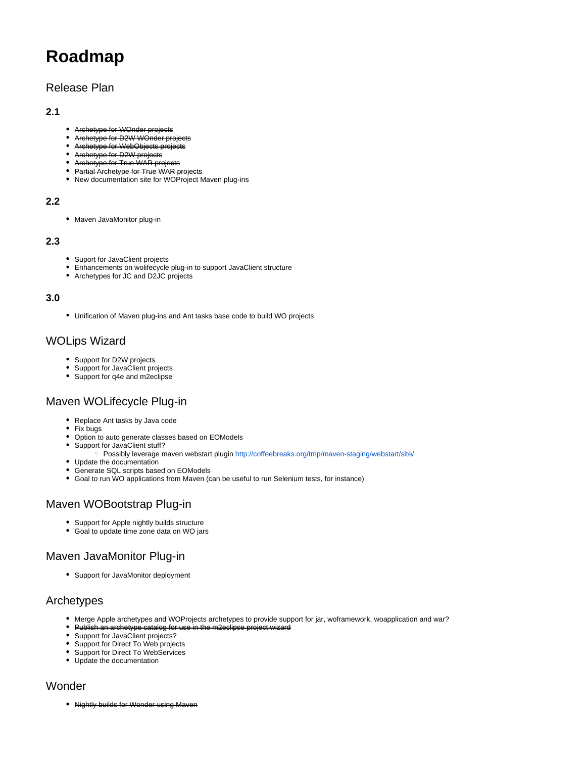# Roadmap

## Release Plan

### 2.1

- ~~Archetype for WOnder projects~~
- ~~Archetype for D2W WOnder projects~~
- ~~Archetype for WebObjects projects~~
- ~~Archetype for D2W projects~~
- ~~Archetype for True WAR projects~~
- ~~Partial Archetype for True WAR projects~~
- New documentation site for WOProject Maven plug-ins

### 2.2

- Maven JavaMonitor plug-in

### 2.3

- Suport for JavaClient projects
- Enhancements on wolifecycle plug-in to support JavaClient structure
- Archetypes for JC and D2JC projects

### 3.0

- Unification of Maven plug-ins and Ant tasks base code to build WO projects

## WOLips Wizard

- Support for D2W projects
- Support for JavaClient projects
- Support for q4e and m2eclipse

## Maven WOLifecycle Plug-in

- Replace Ant tasks by Java code
- Fix bugs
- Option to auto generate classes based on EOModels
- Support for JavaClient stuff?
  - Possibly leverage maven webstart plugin http://coffeebreaks.org/tmp/maven-staging/webstart/site/
- Update the documentation
- Generate SQL scripts based on EOModels
- Goal to run WO applications from Maven (can be useful to run Selenium tests, for instance)

## Maven WOBootstrap Plug-in

- Support for Apple nightly builds structure
- Goal to update time zone data on WO jars

## Maven JavaMonitor Plug-in

- Support for JavaMonitor deployment

## Archetypes

- Merge Apple archetypes and WOProjects archetypes to provide support for jar, woframework, woapplication and war?
- ~~Publish an archetype catalog for use in the m2eclipse project wizard~~
- Support for JavaClient projects?
- Support for Direct To Web projects
- Support for Direct To WebServices
- Update the documentation

## Wonder

- ~~Nightly builds for Wonder using Maven~~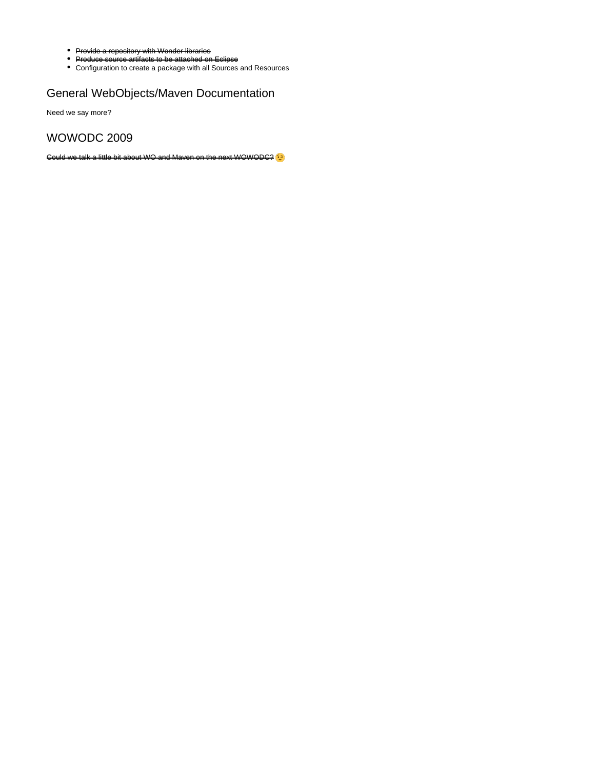- ~~Provide a repository with Wonder libraries~~
- ~~Produce source artifacts to be attached on Eclipse~~
- Configuration to create a package with all Sources and Resources

## General WebObjects/Maven Documentation

Need we say more?

## WOWODC 2009

~~Could we talk a little bit about WO and Maven on the next WOWODC?~~ 😉